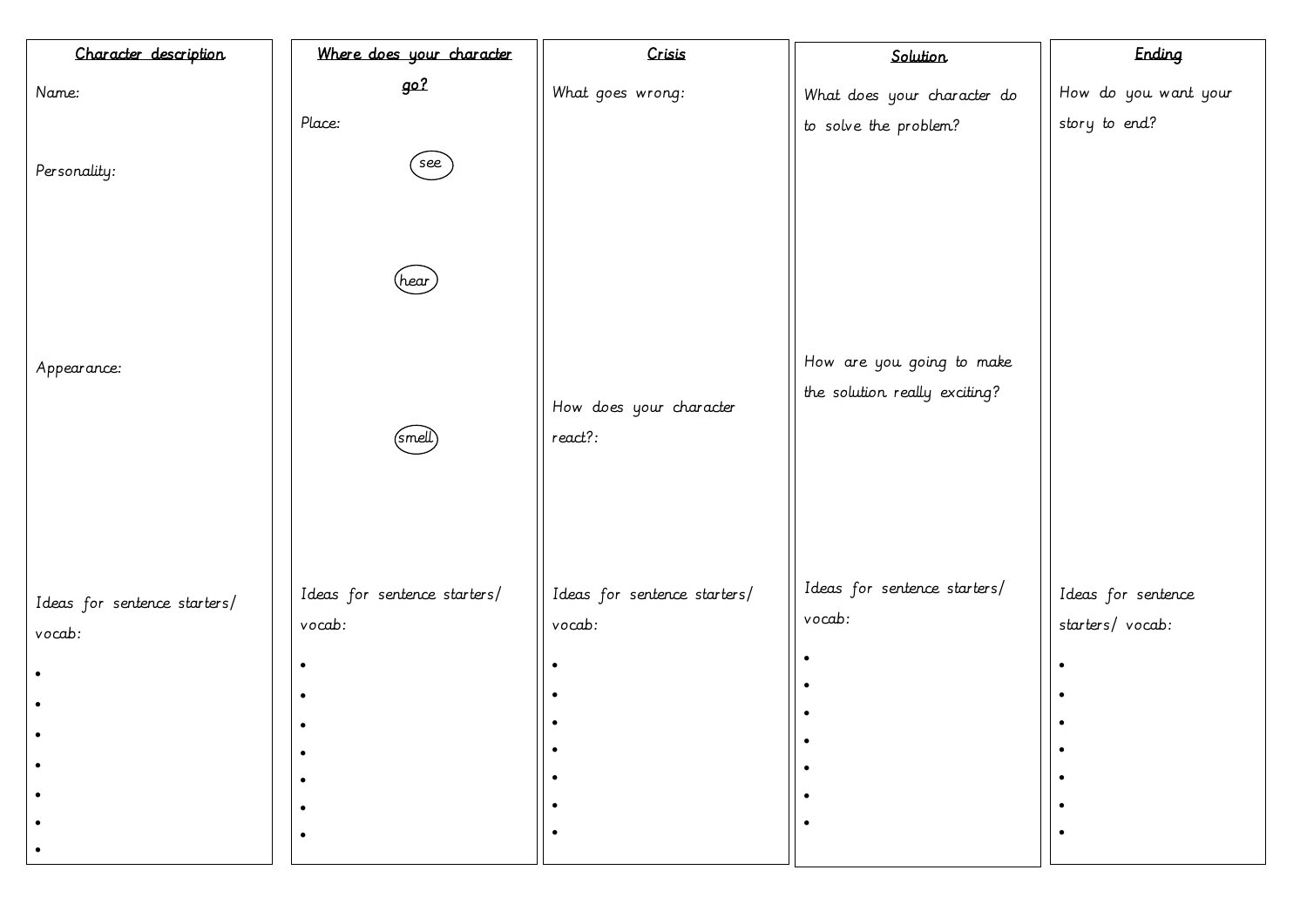## Character description

Name:

Personality:

Appearance:

Ideas for sentence starters/ vocab:

- 
- 
- 
- 
- 
- 
- 

## Where does your character go?

Place:

see

hear

smell

Ideas for sentence starters/ vocab:

- 
- 
- 
- 
- 
- 
- 

## Crisis

What goes wrong:

How does your character react?:

Ideas for sentence starters/ vocab:

- 
- 
- 
- 
- 
- 
- 

## Solution

What does your character do to solve the problem?

How are you going to make the solution really exciting?

Ideas for sentence starters/ vocab:

- 
- 
- 
- 
- 
- 
- 

## Ending

How do you want your story to end?

Ideas for sentence starters/ vocab:

- 
- 
- 
- 
- 
- 
-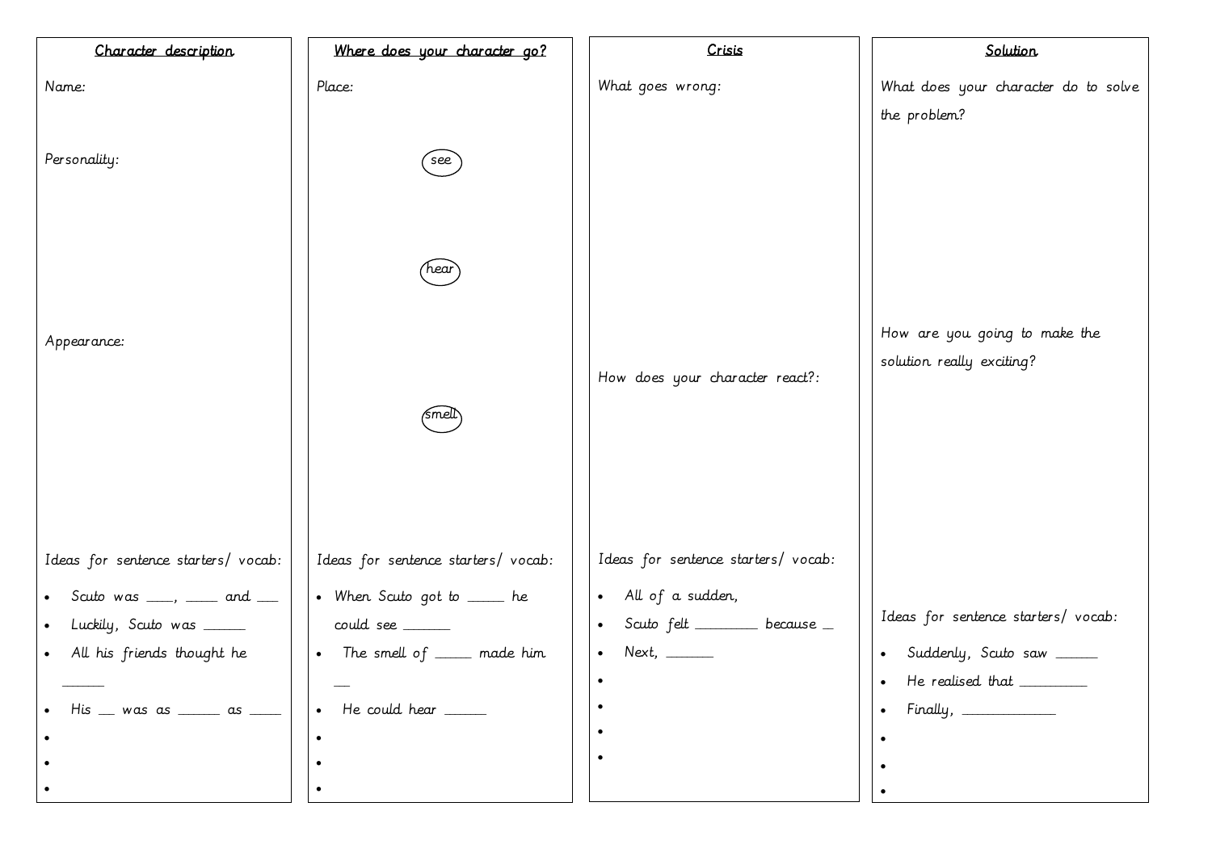## Character description

Name:

Personality:

Appearance:

Ideas for sentence starters/ vocab:

- Scuto was ____, _____ and ___
- Luckily, Scuto was ______
- All his friends thought he ______
- His __ was as ______ as _____
-
-
-

## Where does your character go?

Place:

see

hear

smell

Ideas for sentence starters/ vocab:

- When Scuto got to _____ he could see _______
- The smell of _____ made him __
- He could hear ______
-
-
-

## Crisis

What goes wrong:

How does your character react?:

Ideas for sentence starters/ vocab:

- All of a sudden,
- Scuto felt _________ because _
- Next, _______
-
-
-
-

## Solution

What does your character do to solve the problem?

How are you going to make the solution really exciting?

Ideas for sentence starters/ vocab:

- Suddenly, Scuto saw ______
- He realised that _________
- Finally, _____________
-
-
-